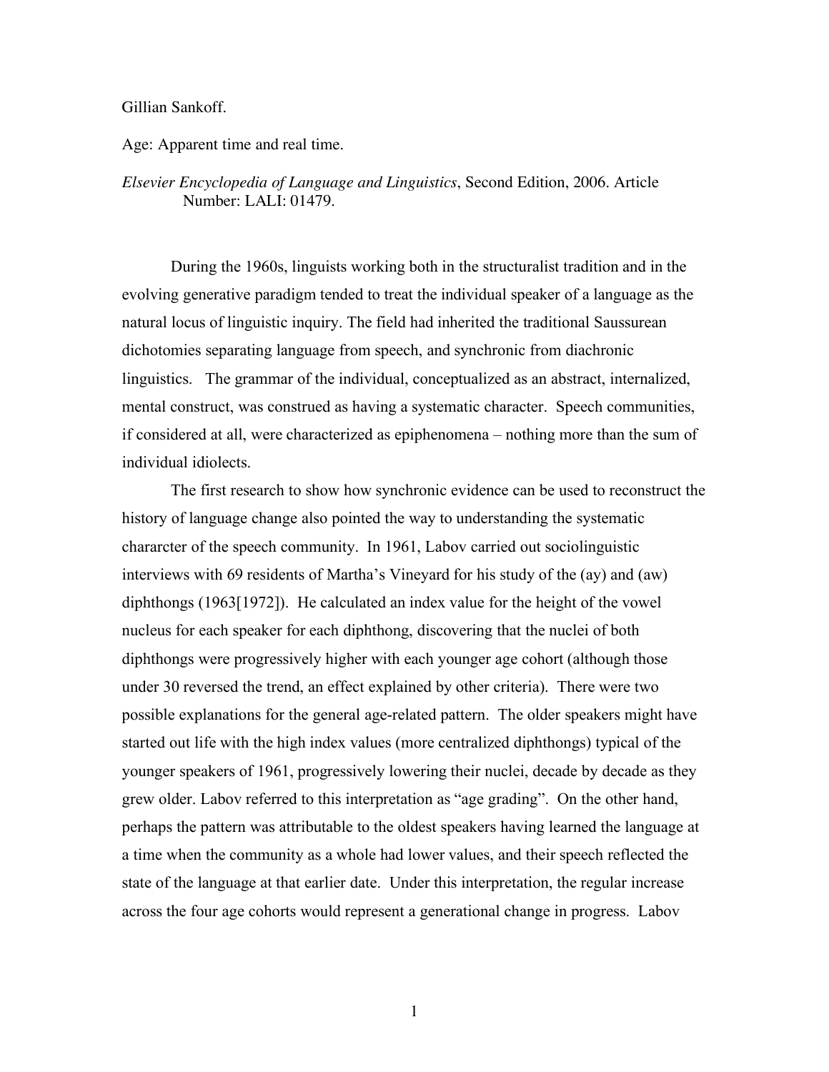Gillian Sankoff.

Age: Apparent time and real time.

*Elsevier Encyclopedia of Language and Linguistics*, Second Edition, 2006. Article Number: LALI: 01479.

During the 1960s, linguists working both in the structuralist tradition and in the evolving generative paradigm tended to treat the individual speaker of a language as the natural locus of linguistic inquiry. The field had inherited the traditional Saussurean dichotomies separating language from speech, and synchronic from diachronic linguistics. The grammar of the individual, conceptualized as an abstract, internalized, mental construct, was construed as having a systematic character. Speech communities, if considered at all, were characterized as epiphenomena – nothing more than the sum of individual idiolects.

The first research to show how synchronic evidence can be used to reconstruct the history of language change also pointed the way to understanding the systematic chararcter of the speech community. In 1961, Labov carried out sociolinguistic interviews with 69 residents of Martha's Vineyard for his study of the (ay) and (aw) diphthongs (1963[1972]). He calculated an index value for the height of the vowel nucleus for each speaker for each diphthong, discovering that the nuclei of both diphthongs were progressively higher with each younger age cohort (although those under 30 reversed the trend, an effect explained by other criteria). There were two possible explanations for the general age-related pattern. The older speakers might have started out life with the high index values (more centralized diphthongs) typical of the younger speakers of 1961, progressively lowering their nuclei, decade by decade as they grew older. Labov referred to this interpretation as "age grading". On the other hand, perhaps the pattern was attributable to the oldest speakers having learned the language at a time when the community as a whole had lower values, and their speech reflected the state of the language at that earlier date. Under this interpretation, the regular increase across the four age cohorts would represent a generational change in progress. Labov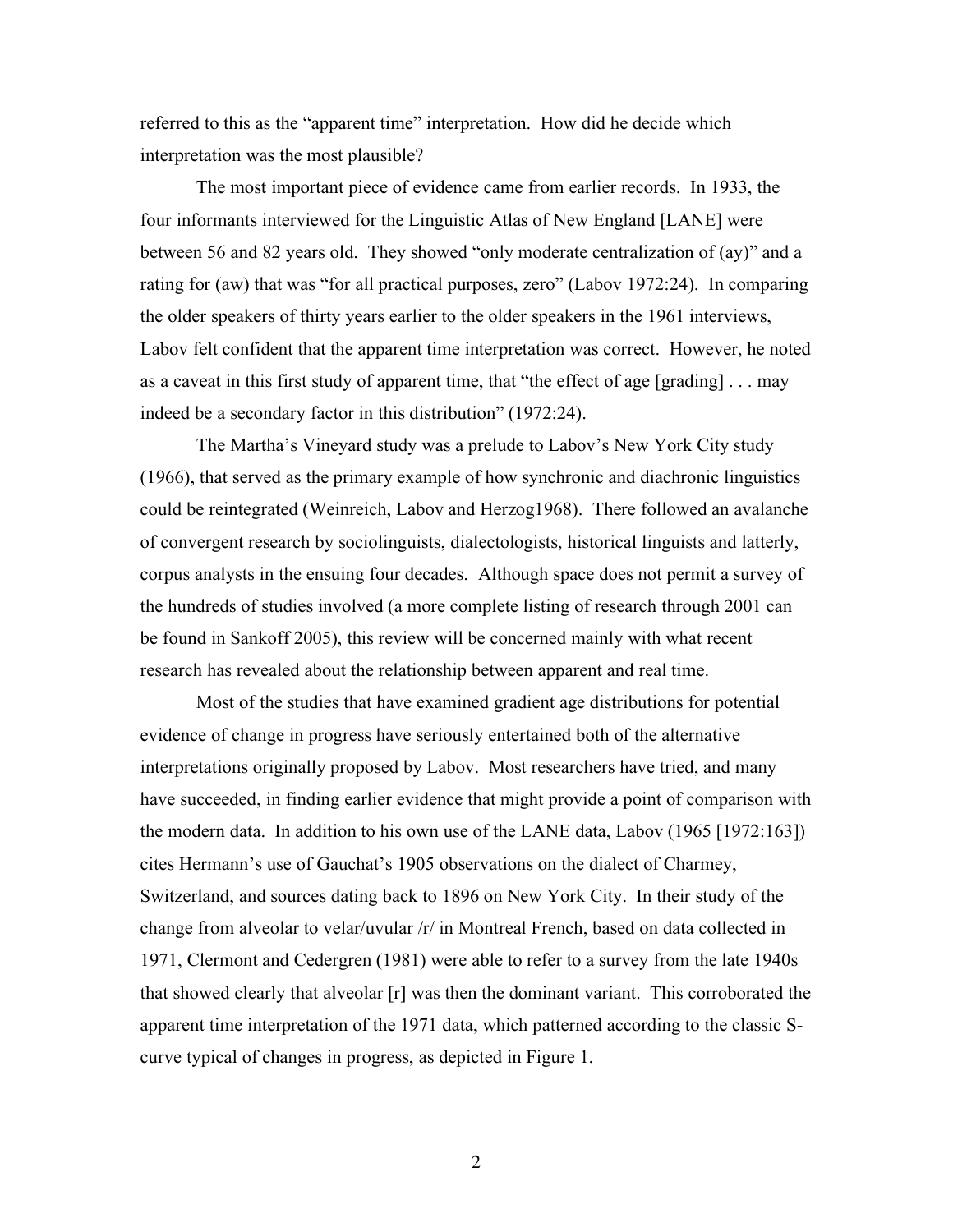referred to this as the "apparent time" interpretation. How did he decide which interpretation was the most plausible?

The most important piece of evidence came from earlier records. In 1933, the four informants interviewed for the Linguistic Atlas of New England [LANE] were between 56 and 82 years old. They showed "only moderate centralization of (ay)" and a rating for (aw) that was "for all practical purposes, zero" (Labov 1972:24). In comparing the older speakers of thirty years earlier to the older speakers in the 1961 interviews, Labov felt confident that the apparent time interpretation was correct. However, he noted as a caveat in this first study of apparent time, that "the effect of age [grading] . . . may indeed be a secondary factor in this distribution" (1972:24).

The Martha's Vineyard study was a prelude to Labov's New York City study (1966), that served as the primary example of how synchronic and diachronic linguistics could be reintegrated (Weinreich, Labov and Herzog1968). There followed an avalanche of convergent research by sociolinguists, dialectologists, historical linguists and latterly, corpus analysts in the ensuing four decades. Although space does not permit a survey of the hundreds of studies involved (a more complete listing of research through 2001 can be found in Sankoff 2005), this review will be concerned mainly with what recent research has revealed about the relationship between apparent and real time.

Most of the studies that have examined gradient age distributions for potential evidence of change in progress have seriously entertained both of the alternative interpretations originally proposed by Labov. Most researchers have tried, and many have succeeded, in finding earlier evidence that might provide a point of comparison with the modern data. In addition to his own use of the LANE data, Labov (1965 [1972:163]) cites Hermann's use of Gauchat's 1905 observations on the dialect of Charmey, Switzerland, and sources dating back to 1896 on New York City. In their study of the change from alveolar to velar/uvular /r/ in Montreal French, based on data collected in 1971, Clermont and Cedergren (1981) were able to refer to a survey from the late 1940s that showed clearly that alveolar [r] was then the dominant variant. This corroborated the apparent time interpretation of the 1971 data, which patterned according to the classic S-curve typical of changes in progress, as depicted in Figure 1.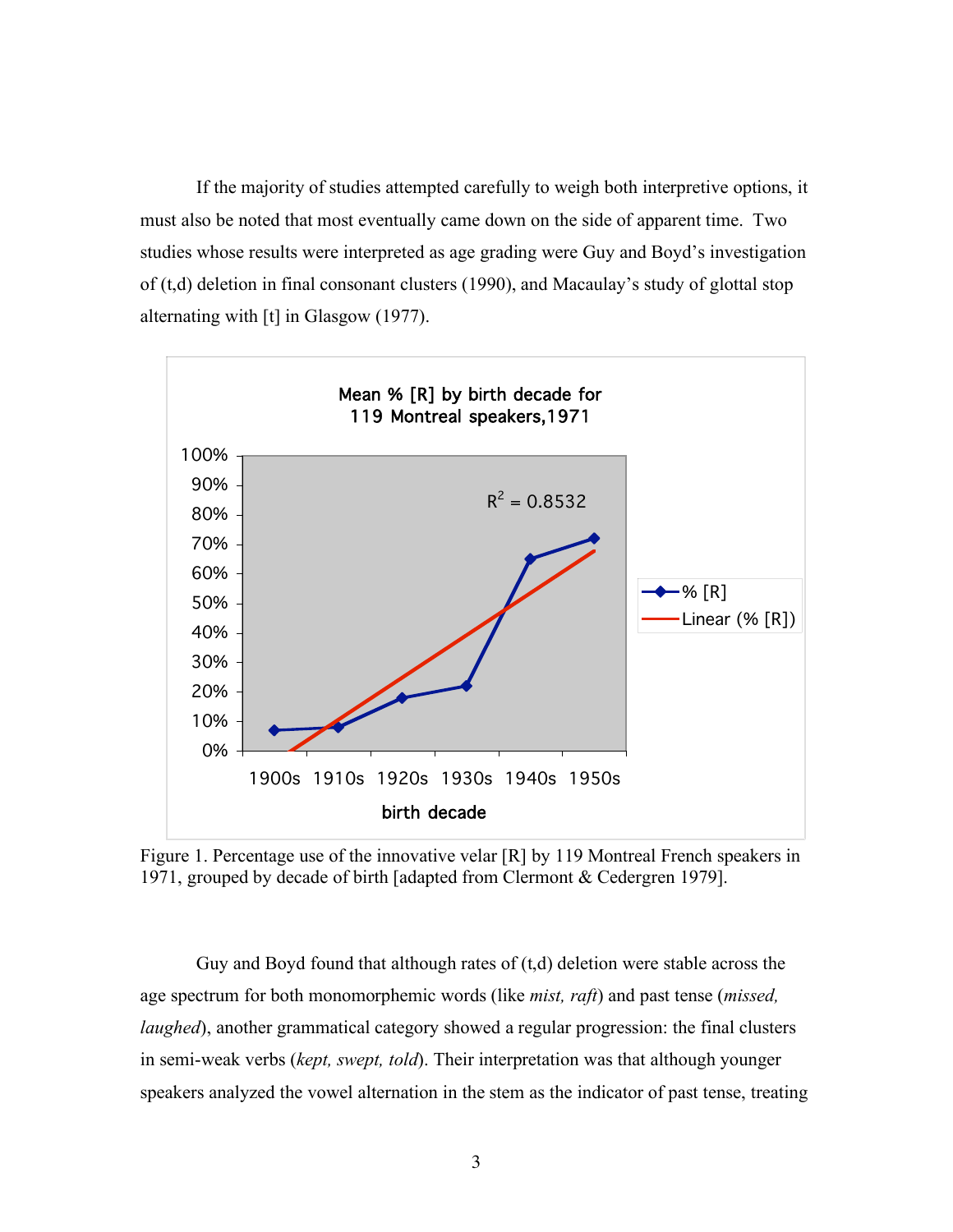If the majority of studies attempted carefully to weigh both interpretive options, it must also be noted that most eventually came down on the side of apparent time. Two studies whose results were interpreted as age grading were Guy and Boyd's investigation of (t,d) deletion in final consonant clusters (1990), and Macaulay's study of glottal stop alternating with [t] in Glasgow (1977).

Figure 1. Percentage use of the innovative velar [R] by 119 Montreal French speakers in 1971, grouped by decade of birth [adapted from Clermont & Cedergren 1979].

Guy and Boyd found that although rates of (t,d) deletion were stable across the age spectrum for both monomorphemic words (like *mist, raft*) and past tense (*missed, laughed*), another grammatical category showed a regular progression: the final clusters in semi-weak verbs (*kept, swept, told*). Their interpretation was that although younger speakers analyzed the vowel alternation in the stem as the indicator of past tense, treating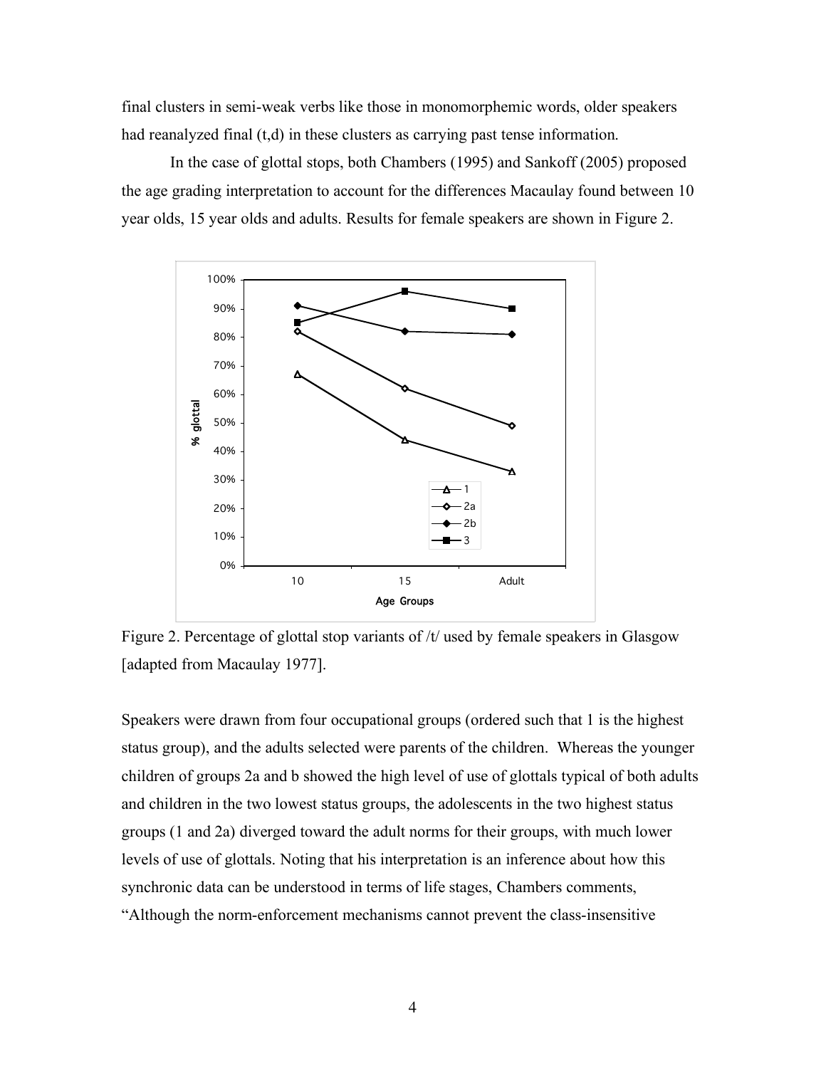final clusters in semi-weak verbs like those in monomorphemic words, older speakers had reanalyzed final (t,d) in these clusters as carrying past tense information.

In the case of glottal stops, both Chambers (1995) and Sankoff (2005) proposed the age grading interpretation to account for the differences Macaulay found between 10 year olds, 15 year olds and adults. Results for female speakers are shown in Figure 2.

Figure 2. Percentage of glottal stop variants of /t/ used by female speakers in Glasgow [adapted from Macaulay 1977].

Speakers were drawn from four occupational groups (ordered such that 1 is the highest status group), and the adults selected were parents of the children. Whereas the younger children of groups 2a and b showed the high level of use of glottals typical of both adults and children in the two lowest status groups, the adolescents in the two highest status groups (1 and 2a) diverged toward the adult norms for their groups, with much lower levels of use of glottals. Noting that his interpretation is an inference about how this synchronic data can be understood in terms of life stages, Chambers comments, "Although the norm-enforcement mechanisms cannot prevent the class-insensitive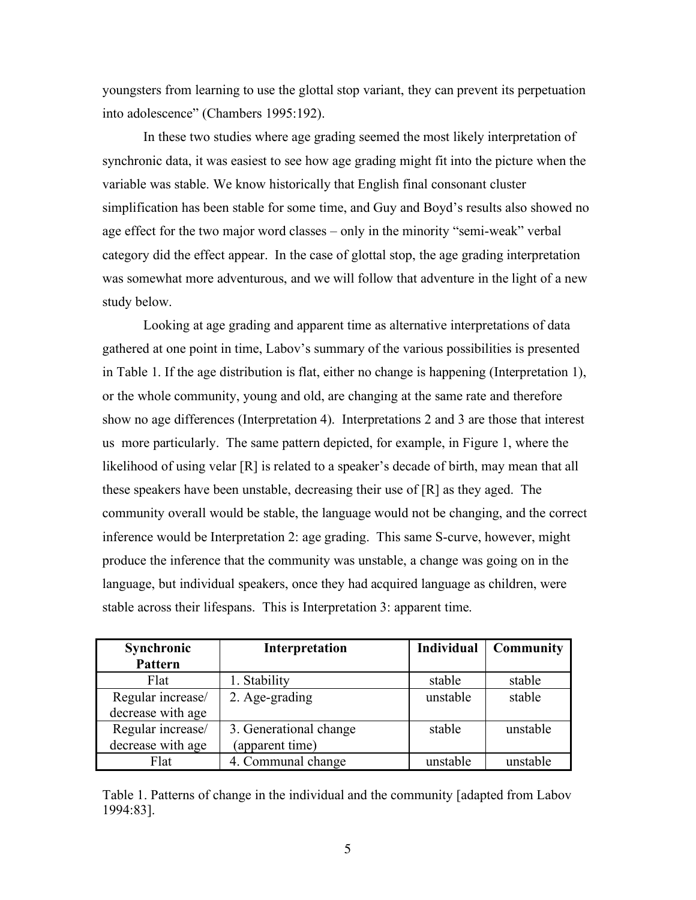youngsters from learning to use the glottal stop variant, they can prevent its perpetuation into adolescence" (Chambers 1995:192).

In these two studies where age grading seemed the most likely interpretation of synchronic data, it was easiest to see how age grading might fit into the picture when the variable was stable. We know historically that English final consonant cluster simplification has been stable for some time, and Guy and Boyd's results also showed no age effect for the two major word classes – only in the minority "semi-weak" verbal category did the effect appear. In the case of glottal stop, the age grading interpretation was somewhat more adventurous, and we will follow that adventure in the light of a new study below.

Looking at age grading and apparent time as alternative interpretations of data gathered at one point in time, Labov's summary of the various possibilities is presented in Table 1. If the age distribution is flat, either no change is happening (Interpretation 1), or the whole community, young and old, are changing at the same rate and therefore show no age differences (Interpretation 4). Interpretations 2 and 3 are those that interest us more particularly. The same pattern depicted, for example, in Figure 1, where the likelihood of using velar [R] is related to a speaker's decade of birth, may mean that all these speakers have been unstable, decreasing their use of [R] as they aged. The community overall would be stable, the language would not be changing, and the correct inference would be Interpretation 2: age grading. This same S-curve, however, might produce the inference that the community was unstable, a change was going on in the language, but individual speakers, once they had acquired language as children, were stable across their lifespans. This is Interpretation 3: apparent time.

| Synchronic Pattern | Interpretation | Individual | Community |
|---|---|---|---|
| Flat | 1. Stability | stable | stable |
| Regular increase/ decrease with age | 2. Age-grading | unstable | stable |
| Regular increase/ decrease with age | 3. Generational change (apparent time) | stable | unstable |
| Flat | 4. Communal change | unstable | unstable |

Table 1. Patterns of change in the individual and the community [adapted from Labov 1994:83].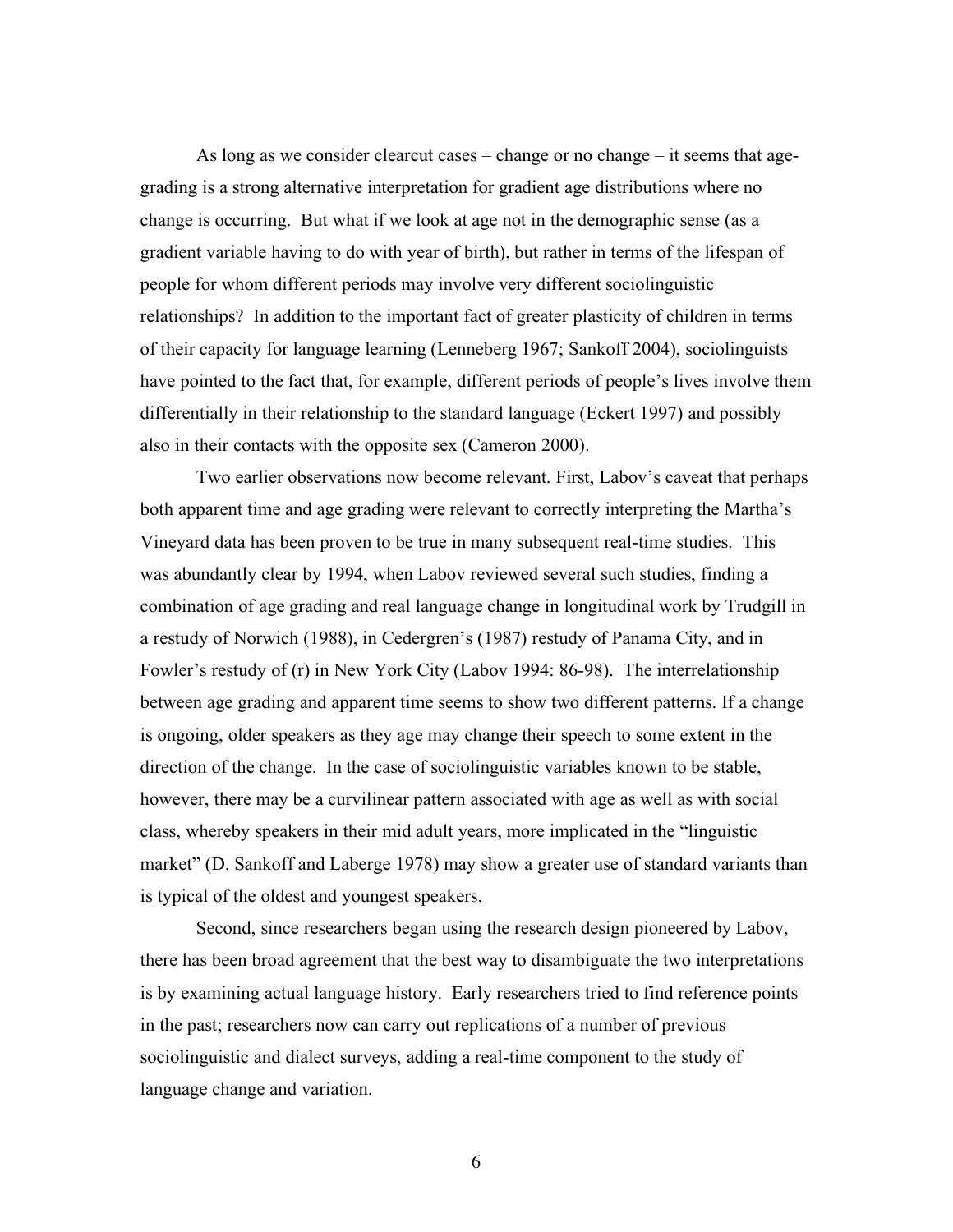As long as we consider clearcut cases – change or no change – it seems that age-grading is a strong alternative interpretation for gradient age distributions where no change is occurring. But what if we look at age not in the demographic sense (as a gradient variable having to do with year of birth), but rather in terms of the lifespan of people for whom different periods may involve very different sociolinguistic relationships? In addition to the important fact of greater plasticity of children in terms of their capacity for language learning (Lenneberg 1967; Sankoff 2004), sociolinguists have pointed to the fact that, for example, different periods of people's lives involve them differentially in their relationship to the standard language (Eckert 1997) and possibly also in their contacts with the opposite sex (Cameron 2000).

Two earlier observations now become relevant. First, Labov's caveat that perhaps both apparent time and age grading were relevant to correctly interpreting the Martha's Vineyard data has been proven to be true in many subsequent real-time studies. This was abundantly clear by 1994, when Labov reviewed several such studies, finding a combination of age grading and real language change in longitudinal work by Trudgill in a restudy of Norwich (1988), in Cedergren's (1987) restudy of Panama City, and in Fowler's restudy of (r) in New York City (Labov 1994: 86-98). The interrelationship between age grading and apparent time seems to show two different patterns. If a change is ongoing, older speakers as they age may change their speech to some extent in the direction of the change. In the case of sociolinguistic variables known to be stable, however, there may be a curvilinear pattern associated with age as well as with social class, whereby speakers in their mid adult years, more implicated in the "linguistic market" (D. Sankoff and Laberge 1978) may show a greater use of standard variants than is typical of the oldest and youngest speakers.

Second, since researchers began using the research design pioneered by Labov, there has been broad agreement that the best way to disambiguate the two interpretations is by examining actual language history. Early researchers tried to find reference points in the past; researchers now can carry out replications of a number of previous sociolinguistic and dialect surveys, adding a real-time component to the study of language change and variation.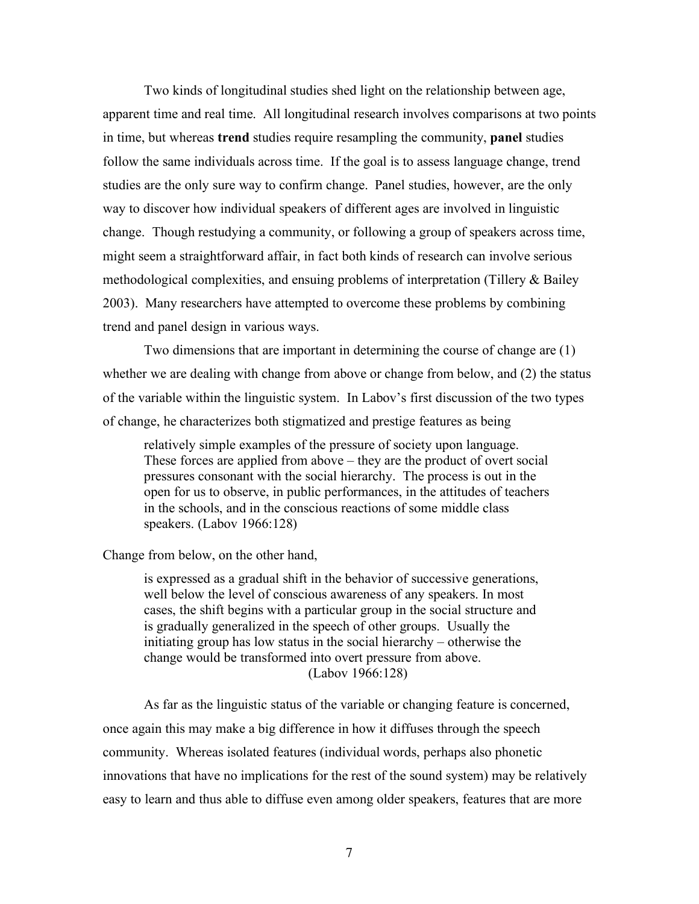Two kinds of longitudinal studies shed light on the relationship between age, apparent time and real time. All longitudinal research involves comparisons at two points in time, but whereas **trend** studies require resampling the community, **panel** studies follow the same individuals across time. If the goal is to assess language change, trend studies are the only sure way to confirm change. Panel studies, however, are the only way to discover how individual speakers of different ages are involved in linguistic change. Though restudying a community, or following a group of speakers across time, might seem a straightforward affair, in fact both kinds of research can involve serious methodological complexities, and ensuing problems of interpretation (Tillery & Bailey 2003). Many researchers have attempted to overcome these problems by combining trend and panel design in various ways.

Two dimensions that are important in determining the course of change are (1) whether we are dealing with change from above or change from below, and (2) the status of the variable within the linguistic system. In Labov's first discussion of the two types of change, he characterizes both stigmatized and prestige features as being

> relatively simple examples of the pressure of society upon language. These forces are applied from above – they are the product of overt social pressures consonant with the social hierarchy. The process is out in the open for us to observe, in public performances, in the attitudes of teachers in the schools, and in the conscious reactions of some middle class speakers. (Labov 1966:128)

Change from below, on the other hand,

> is expressed as a gradual shift in the behavior of successive generations, well below the level of conscious awareness of any speakers. In most cases, the shift begins with a particular group in the social structure and is gradually generalized in the speech of other groups. Usually the initiating group has low status in the social hierarchy – otherwise the change would be transformed into overt pressure from above. (Labov 1966:128)

As far as the linguistic status of the variable or changing feature is concerned, once again this may make a big difference in how it diffuses through the speech community. Whereas isolated features (individual words, perhaps also phonetic innovations that have no implications for the rest of the sound system) may be relatively easy to learn and thus able to diffuse even among older speakers, features that are more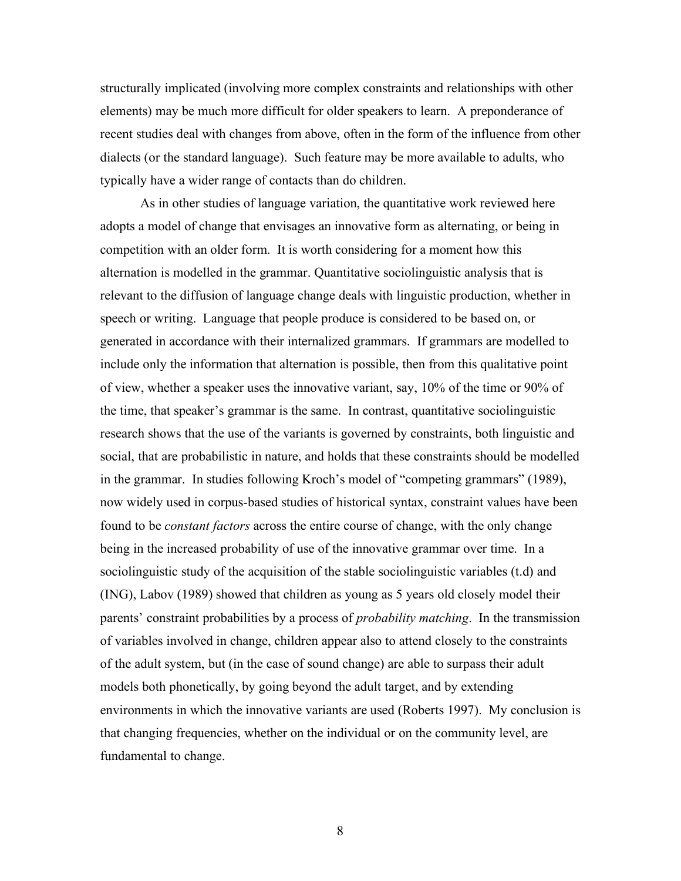structurally implicated (involving more complex constraints and relationships with other elements) may be much more difficult for older speakers to learn. A preponderance of recent studies deal with changes from above, often in the form of the influence from other dialects (or the standard language). Such feature may be more available to adults, who typically have a wider range of contacts than do children.

As in other studies of language variation, the quantitative work reviewed here adopts a model of change that envisages an innovative form as alternating, or being in competition with an older form. It is worth considering for a moment how this alternation is modelled in the grammar. Quantitative sociolinguistic analysis that is relevant to the diffusion of language change deals with linguistic production, whether in speech or writing. Language that people produce is considered to be based on, or generated in accordance with their internalized grammars. If grammars are modelled to include only the information that alternation is possible, then from this qualitative point of view, whether a speaker uses the innovative variant, say, 10% of the time or 90% of the time, that speaker's grammar is the same. In contrast, quantitative sociolinguistic research shows that the use of the variants is governed by constraints, both linguistic and social, that are probabilistic in nature, and holds that these constraints should be modelled in the grammar. In studies following Kroch's model of "competing grammars" (1989), now widely used in corpus-based studies of historical syntax, constraint values have been found to be *constant factors* across the entire course of change, with the only change being in the increased probability of use of the innovative grammar over time. In a sociolinguistic study of the acquisition of the stable sociolinguistic variables (t.d) and (ING), Labov (1989) showed that children as young as 5 years old closely model their parents' constraint probabilities by a process of *probability matching*. In the transmission of variables involved in change, children appear also to attend closely to the constraints of the adult system, but (in the case of sound change) are able to surpass their adult models both phonetically, by going beyond the adult target, and by extending environments in which the innovative variants are used (Roberts 1997). My conclusion is that changing frequencies, whether on the individual or on the community level, are fundamental to change.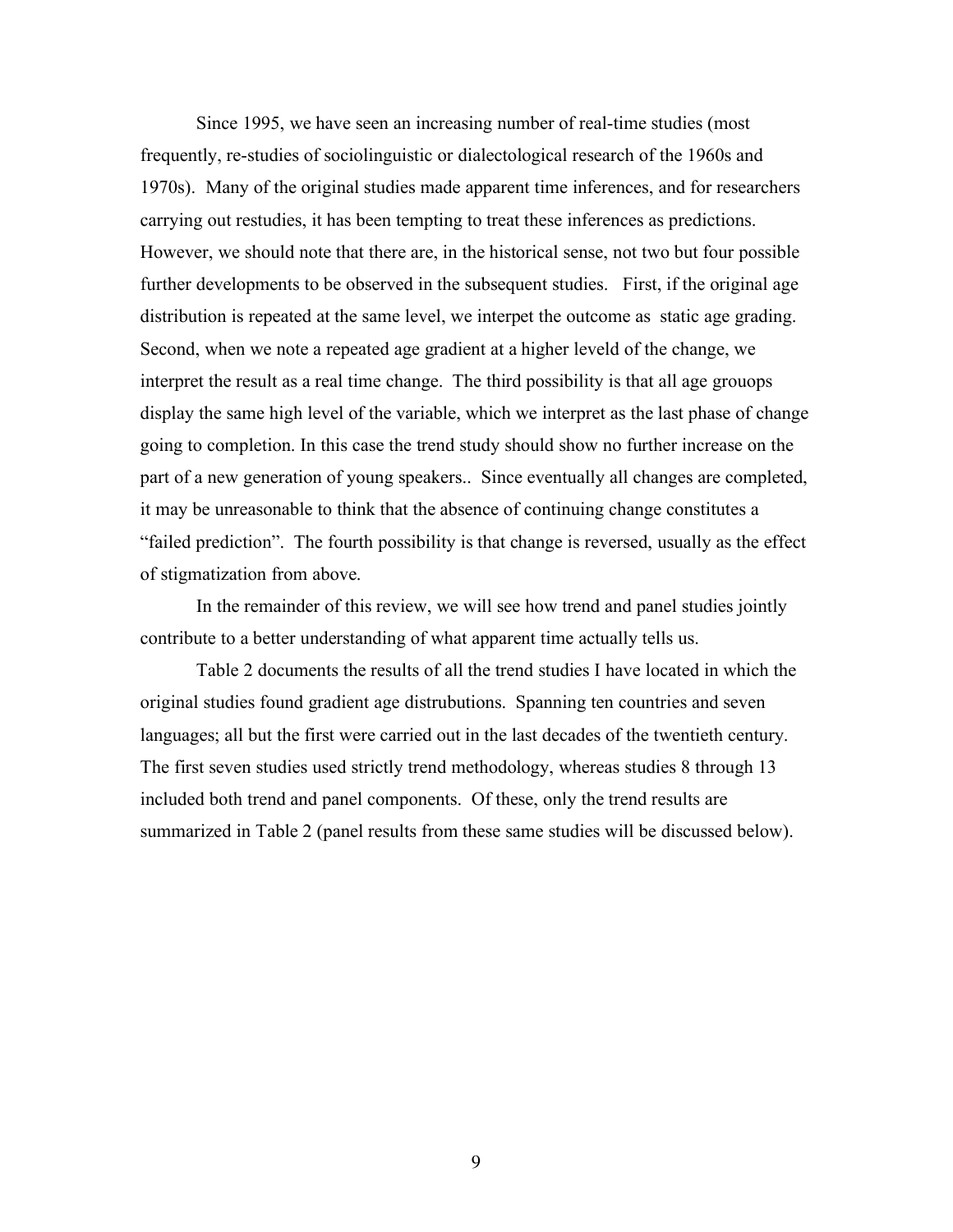Since 1995, we have seen an increasing number of real-time studies (most frequently, re-studies of sociolinguistic or dialectological research of the 1960s and 1970s). Many of the original studies made apparent time inferences, and for researchers carrying out restudies, it has been tempting to treat these inferences as predictions. However, we should note that there are, in the historical sense, not two but four possible further developments to be observed in the subsequent studies. First, if the original age distribution is repeated at the same level, we interpet the outcome as static age grading. Second, when we note a repeated age gradient at a higher leveld of the change, we interpret the result as a real time change. The third possibility is that all age grouops display the same high level of the variable, which we interpret as the last phase of change going to completion. In this case the trend study should show no further increase on the part of a new generation of young speakers.. Since eventually all changes are completed, it may be unreasonable to think that the absence of continuing change constitutes a "failed prediction". The fourth possibility is that change is reversed, usually as the effect of stigmatization from above.

In the remainder of this review, we will see how trend and panel studies jointly contribute to a better understanding of what apparent time actually tells us.

Table 2 documents the results of all the trend studies I have located in which the original studies found gradient age distrubutions. Spanning ten countries and seven languages; all but the first were carried out in the last decades of the twentieth century. The first seven studies used strictly trend methodology, whereas studies 8 through 13 included both trend and panel components. Of these, only the trend results are summarized in Table 2 (panel results from these same studies will be discussed below).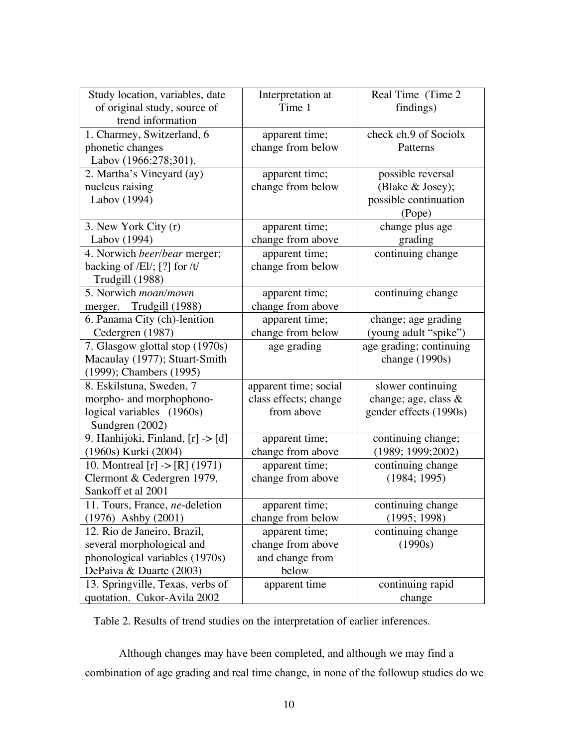| Study location, variables, date of original study, source of trend information | Interpretation at Time 1 | Real Time (Time 2 findings) |
|---|---|---|
| 1. Charmey, Switzerland, 6 phonetic changes Labov (1966:278;301). | apparent time; change from below | check ch.9 of Sociolx Patterns |
| 2. Martha's Vineyard (ay) nucleus raising Labov (1994) | apparent time; change from below | possible reversal (Blake & Josey); possible continuation (Pope) |
| 3. New York City (r) Labov (1994) | apparent time; change from above | change plus age grading |
| 4. Norwich *beer*/*bear* merger; backing of /El/; [?] for /t/ Trudgill (1988) | apparent time; change from below | continuing change |
| 5. Norwich *moan*/*mown* merger. Trudgill (1988) | apparent time; change from above | continuing change |
| 6. Panama City (ch)-lenition Cedergren (1987) | apparent time; change from below | change; age grading (young adult "spike") |
| 7. Glasgow glottal stop (1970s) Macaulay (1977); Stuart-Smith (1999); Chambers (1995) | age grading | age grading; continuing change (1990s) |
| 8. Eskilstuna, Sweden, 7 morpho- and morphophono-logical variables (1960s) Sundgren (2002) | apparent time; social class effects; change from above | slower continuing change; age, class & gender effects (1990s) |
| 9. Hanhijoki, Finland, [r] -> [d] (1960s) Kurki (2004) | apparent time; change from above | continuing change; (1989; 1999;2002) |
| 10. Montreal [r] -> [R] (1971) Clermont & Cedergren 1979, Sankoff et al 2001 | apparent time; change from above | continuing change (1984; 1995) |
| 11. Tours, France, *ne*-deletion (1976) Ashby (2001) | apparent time; change from below | continuing change (1995; 1998) |
| 12. Rio de Janeiro, Brazil, several morphological and phonological variables (1970s) DePaiva & Duarte (2003) | apparent time; change from above and change from below | continuing change (1990s) |
| 13. Springville, Texas, verbs of quotation. Cukor-Avila 2002 | apparent time | continuing rapid change |

Table 2. Results of trend studies on the interpretation of earlier inferences.

Although changes may have been completed, and although we may find a combination of age grading and real time change, in none of the followup studies do we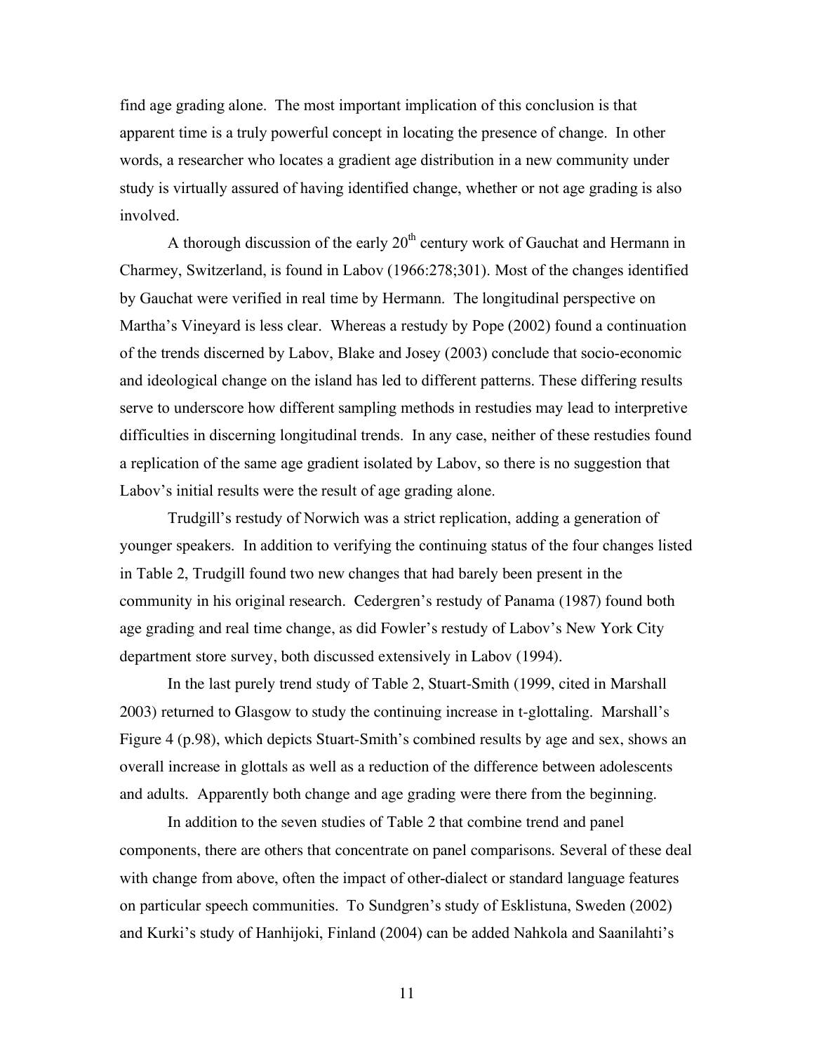find age grading alone. The most important implication of this conclusion is that apparent time is a truly powerful concept in locating the presence of change. In other words, a researcher who locates a gradient age distribution in a new community under study is virtually assured of having identified change, whether or not age grading is also involved.

A thorough discussion of the early 20th century work of Gauchat and Hermann in Charmey, Switzerland, is found in Labov (1966:278;301). Most of the changes identified by Gauchat were verified in real time by Hermann. The longitudinal perspective on Martha's Vineyard is less clear. Whereas a restudy by Pope (2002) found a continuation of the trends discerned by Labov, Blake and Josey (2003) conclude that socio-economic and ideological change on the island has led to different patterns. These differing results serve to underscore how different sampling methods in restudies may lead to interpretive difficulties in discerning longitudinal trends. In any case, neither of these restudies found a replication of the same age gradient isolated by Labov, so there is no suggestion that Labov's initial results were the result of age grading alone.

Trudgill's restudy of Norwich was a strict replication, adding a generation of younger speakers. In addition to verifying the continuing status of the four changes listed in Table 2, Trudgill found two new changes that had barely been present in the community in his original research. Cedergren's restudy of Panama (1987) found both age grading and real time change, as did Fowler's restudy of Labov's New York City department store survey, both discussed extensively in Labov (1994).

In the last purely trend study of Table 2, Stuart-Smith (1999, cited in Marshall 2003) returned to Glasgow to study the continuing increase in t-glottaling. Marshall's Figure 4 (p.98), which depicts Stuart-Smith's combined results by age and sex, shows an overall increase in glottals as well as a reduction of the difference between adolescents and adults. Apparently both change and age grading were there from the beginning.

In addition to the seven studies of Table 2 that combine trend and panel components, there are others that concentrate on panel comparisons. Several of these deal with change from above, often the impact of other-dialect or standard language features on particular speech communities. To Sundgren's study of Esklistuna, Sweden (2002) and Kurki's study of Hanhijoki, Finland (2004) can be added Nahkola and Saanilahti's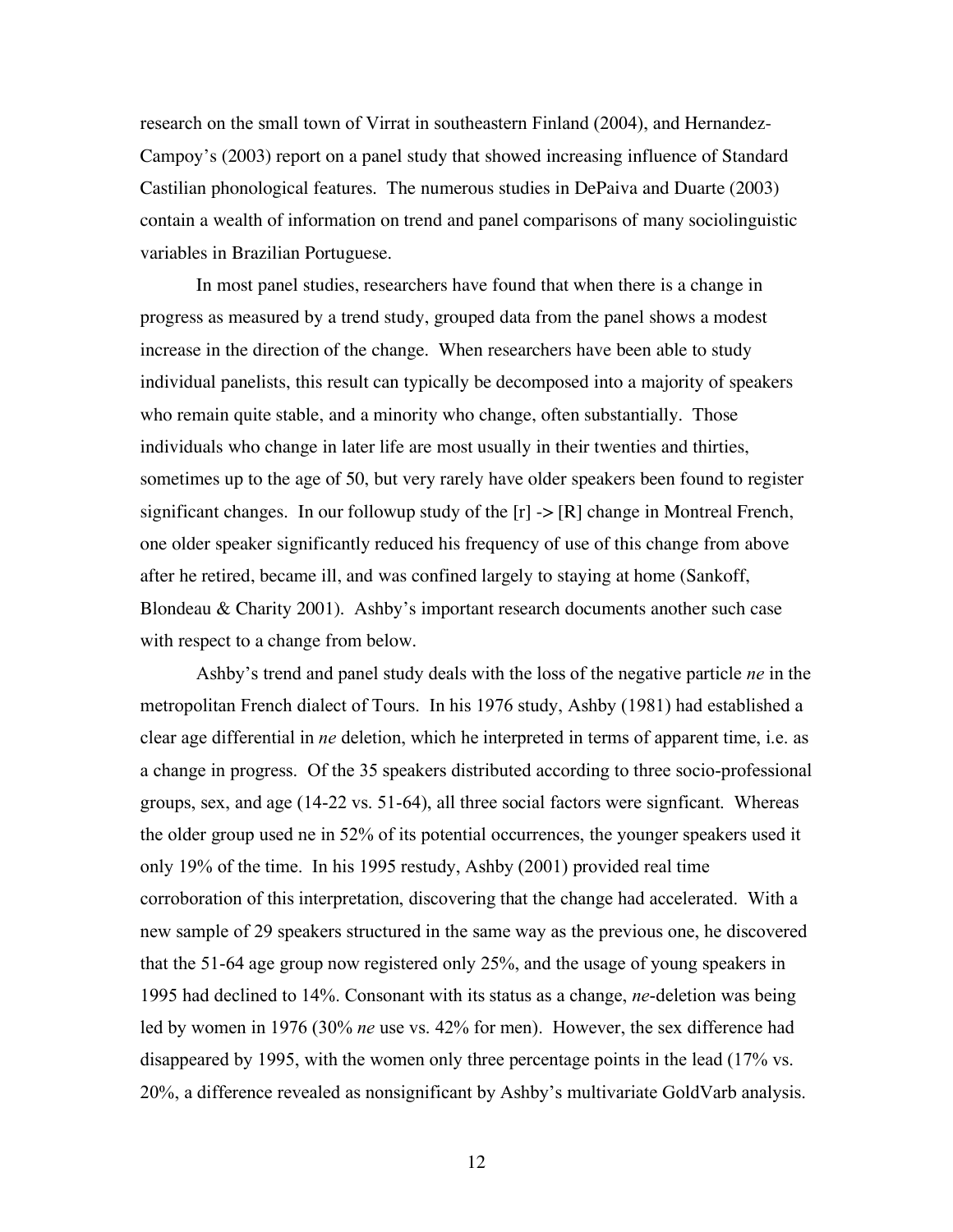research on the small town of Virrat in southeastern Finland (2004), and Hernandez-Campoy's (2003) report on a panel study that showed increasing influence of Standard Castilian phonological features. The numerous studies in DePaiva and Duarte (2003) contain a wealth of information on trend and panel comparisons of many sociolinguistic variables in Brazilian Portuguese.

In most panel studies, researchers have found that when there is a change in progress as measured by a trend study, grouped data from the panel shows a modest increase in the direction of the change. When researchers have been able to study individual panelists, this result can typically be decomposed into a majority of speakers who remain quite stable, and a minority who change, often substantially. Those individuals who change in later life are most usually in their twenties and thirties, sometimes up to the age of 50, but very rarely have older speakers been found to register significant changes. In our followup study of the [r] -> [R] change in Montreal French, one older speaker significantly reduced his frequency of use of this change from above after he retired, became ill, and was confined largely to staying at home (Sankoff, Blondeau & Charity 2001). Ashby's important research documents another such case with respect to a change from below.

Ashby's trend and panel study deals with the loss of the negative particle *ne* in the metropolitan French dialect of Tours. In his 1976 study, Ashby (1981) had established a clear age differential in *ne* deletion, which he interpreted in terms of apparent time, i.e. as a change in progress. Of the 35 speakers distributed according to three socio-professional groups, sex, and age (14-22 vs. 51-64), all three social factors were signficant. Whereas the older group used ne in 52% of its potential occurrences, the younger speakers used it only 19% of the time. In his 1995 restudy, Ashby (2001) provided real time corroboration of this interpretation, discovering that the change had accelerated. With a new sample of 29 speakers structured in the same way as the previous one, he discovered that the 51-64 age group now registered only 25%, and the usage of young speakers in 1995 had declined to 14%. Consonant with its status as a change, *ne*-deletion was being led by women in 1976 (30% *ne* use vs. 42% for men). However, the sex difference had disappeared by 1995, with the women only three percentage points in the lead (17% vs. 20%, a difference revealed as nonsignificant by Ashby's multivariate GoldVarb analysis.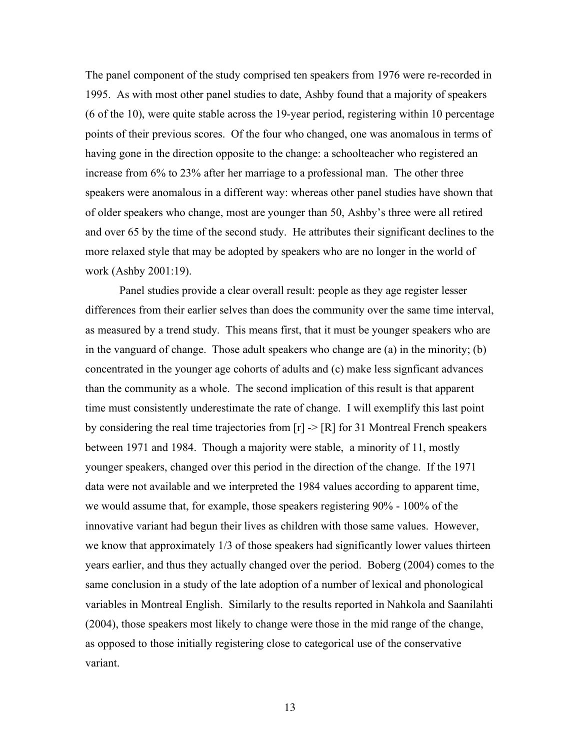The panel component of the study comprised ten speakers from 1976 were re-recorded in 1995. As with most other panel studies to date, Ashby found that a majority of speakers (6 of the 10), were quite stable across the 19-year period, registering within 10 percentage points of their previous scores. Of the four who changed, one was anomalous in terms of having gone in the direction opposite to the change: a schoolteacher who registered an increase from 6% to 23% after her marriage to a professional man. The other three speakers were anomalous in a different way: whereas other panel studies have shown that of older speakers who change, most are younger than 50, Ashby's three were all retired and over 65 by the time of the second study. He attributes their significant declines to the more relaxed style that may be adopted by speakers who are no longer in the world of work (Ashby 2001:19).

Panel studies provide a clear overall result: people as they age register lesser differences from their earlier selves than does the community over the same time interval, as measured by a trend study. This means first, that it must be younger speakers who are in the vanguard of change. Those adult speakers who change are (a) in the minority; (b) concentrated in the younger age cohorts of adults and (c) make less signficant advances than the community as a whole. The second implication of this result is that apparent time must consistently underestimate the rate of change. I will exemplify this last point by considering the real time trajectories from [r] -> [R] for 31 Montreal French speakers between 1971 and 1984. Though a majority were stable, a minority of 11, mostly younger speakers, changed over this period in the direction of the change. If the 1971 data were not available and we interpreted the 1984 values according to apparent time, we would assume that, for example, those speakers registering 90% - 100% of the innovative variant had begun their lives as children with those same values. However, we know that approximately 1/3 of those speakers had significantly lower values thirteen years earlier, and thus they actually changed over the period. Boberg (2004) comes to the same conclusion in a study of the late adoption of a number of lexical and phonological variables in Montreal English. Similarly to the results reported in Nahkola and Saanilahti (2004), those speakers most likely to change were those in the mid range of the change, as opposed to those initially registering close to categorical use of the conservative variant.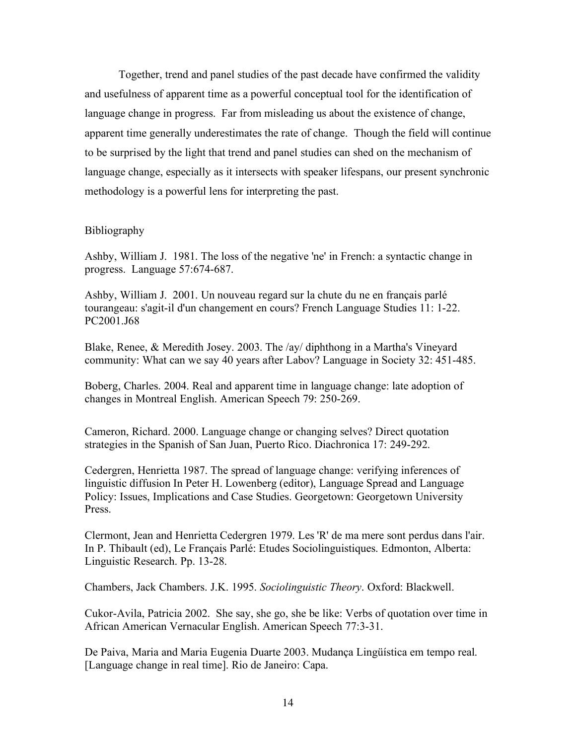Together, trend and panel studies of the past decade have confirmed the validity and usefulness of apparent time as a powerful conceptual tool for the identification of language change in progress. Far from misleading us about the existence of change, apparent time generally underestimates the rate of change. Though the field will continue to be surprised by the light that trend and panel studies can shed on the mechanism of language change, especially as it intersects with speaker lifespans, our present synchronic methodology is a powerful lens for interpreting the past.

## Bibliography

Ashby, William J. 1981. The loss of the negative 'ne' in French: a syntactic change in progress. Language 57:674-687.

Ashby, William J. 2001. Un nouveau regard sur la chute du ne en français parlé tourangeau: s'agit-il d'un changement en cours? French Language Studies 11: 1-22. PC2001.J68

Blake, Renee, & Meredith Josey. 2003. The /ay/ diphthong in a Martha's Vineyard community: What can we say 40 years after Labov? Language in Society 32: 451-485.

Boberg, Charles. 2004. Real and apparent time in language change: late adoption of changes in Montreal English. American Speech 79: 250-269.

Cameron, Richard. 2000. Language change or changing selves? Direct quotation strategies in the Spanish of San Juan, Puerto Rico. Diachronica 17: 249-292.

Cedergren, Henrietta 1987. The spread of language change: verifying inferences of linguistic diffusion In Peter H. Lowenberg (editor), Language Spread and Language Policy: Issues, Implications and Case Studies. Georgetown: Georgetown University Press.

Clermont, Jean and Henrietta Cedergren 1979. Les 'R' de ma mere sont perdus dans l'air. In P. Thibault (ed), Le Français Parlé: Etudes Sociolinguistiques. Edmonton, Alberta: Linguistic Research. Pp. 13-28.

Chambers, Jack Chambers. J.K. 1995. *Sociolinguistic Theory*. Oxford: Blackwell.

Cukor-Avila, Patricia 2002. She say, she go, she be like: Verbs of quotation over time in African American Vernacular English. American Speech 77:3-31.

De Paiva, Maria and Maria Eugenia Duarte 2003. Mudança Lingüística em tempo real. [Language change in real time]. Rio de Janeiro: Capa.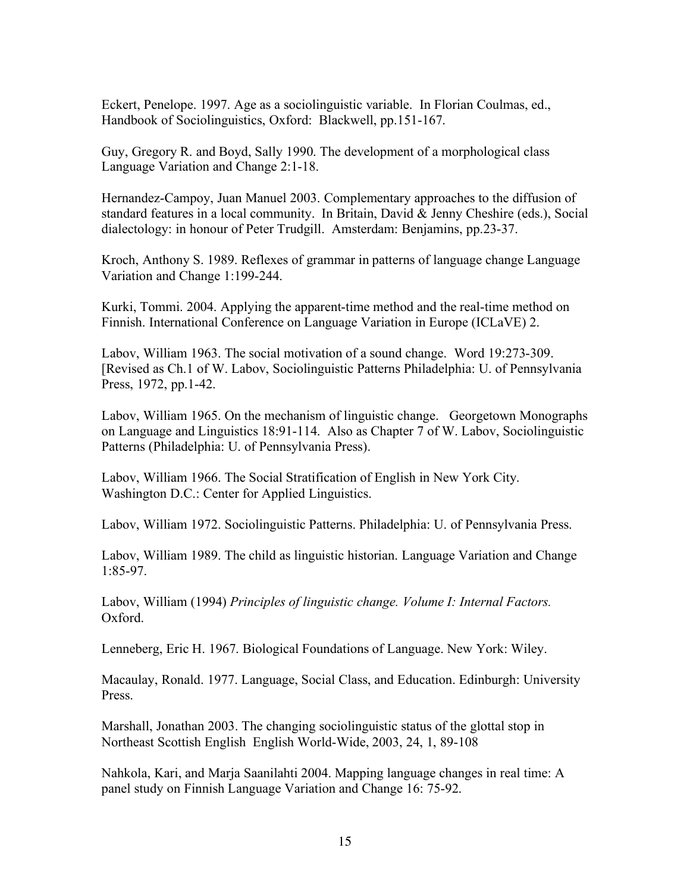Eckert, Penelope. 1997. Age as a sociolinguistic variable. In Florian Coulmas, ed., Handbook of Sociolinguistics, Oxford: Blackwell, pp.151-167.

Guy, Gregory R. and Boyd, Sally 1990. The development of a morphological class Language Variation and Change 2:1-18.

Hernandez-Campoy, Juan Manuel 2003. Complementary approaches to the diffusion of standard features in a local community. In Britain, David & Jenny Cheshire (eds.), Social dialectology: in honour of Peter Trudgill. Amsterdam: Benjamins, pp.23-37.

Kroch, Anthony S. 1989. Reflexes of grammar in patterns of language change Language Variation and Change 1:199-244.

Kurki, Tommi. 2004. Applying the apparent-time method and the real-time method on Finnish. International Conference on Language Variation in Europe (ICLaVE) 2.

Labov, William 1963. The social motivation of a sound change. Word 19:273-309. [Revised as Ch.1 of W. Labov, Sociolinguistic Patterns Philadelphia: U. of Pennsylvania Press, 1972, pp.1-42.

Labov, William 1965. On the mechanism of linguistic change. Georgetown Monographs on Language and Linguistics 18:91-114. Also as Chapter 7 of W. Labov, Sociolinguistic Patterns (Philadelphia: U. of Pennsylvania Press).

Labov, William 1966. The Social Stratification of English in New York City. Washington D.C.: Center for Applied Linguistics.

Labov, William 1972. Sociolinguistic Patterns. Philadelphia: U. of Pennsylvania Press.

Labov, William 1989. The child as linguistic historian. Language Variation and Change 1:85-97.

Labov, William (1994) *Principles of linguistic change. Volume I: Internal Factors.* Oxford.

Lenneberg, Eric H. 1967. Biological Foundations of Language. New York: Wiley.

Macaulay, Ronald. 1977. Language, Social Class, and Education. Edinburgh: University Press.

Marshall, Jonathan 2003. The changing sociolinguistic status of the glottal stop in Northeast Scottish English English World-Wide, 2003, 24, 1, 89-108

Nahkola, Kari, and Marja Saanilahti 2004. Mapping language changes in real time: A panel study on Finnish Language Variation and Change 16: 75-92.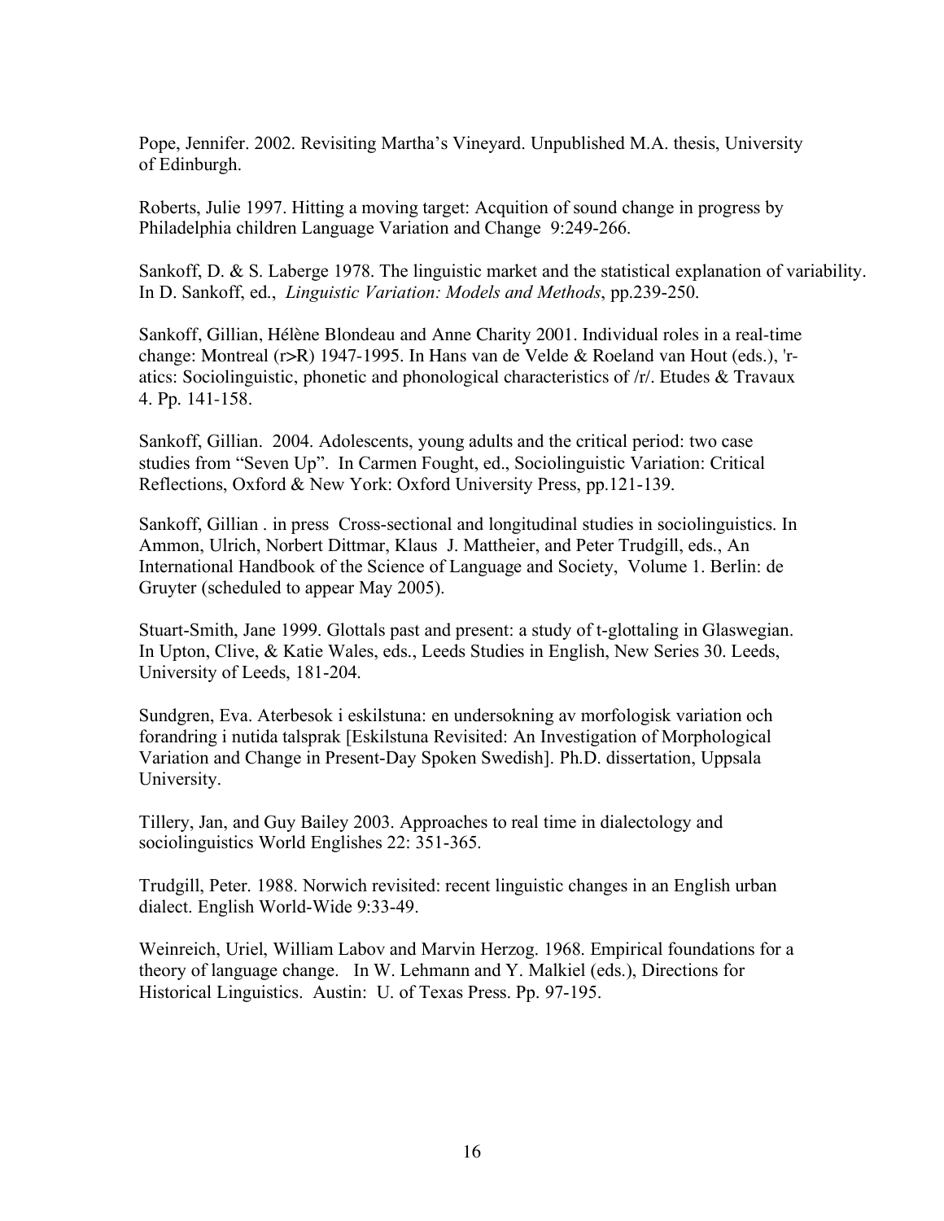Pope, Jennifer. 2002. Revisiting Martha's Vineyard. Unpublished M.A. thesis, University of Edinburgh.

Roberts, Julie 1997. Hitting a moving target: Acquition of sound change in progress by Philadelphia children Language Variation and Change 9:249-266.

Sankoff, D. & S. Laberge 1978. The linguistic market and the statistical explanation of variability. In D. Sankoff, ed., *Linguistic Variation: Models and Methods*, pp.239-250.

Sankoff, Gillian, Hélène Blondeau and Anne Charity 2001. Individual roles in a real-time change: Montreal (r>R) 1947-1995. In Hans van de Velde & Roeland van Hout (eds.), 'r-atics: Sociolinguistic, phonetic and phonological characteristics of /r/. Etudes & Travaux 4. Pp. 141-158.

Sankoff, Gillian. 2004. Adolescents, young adults and the critical period: two case studies from "Seven Up". In Carmen Fought, ed., Sociolinguistic Variation: Critical Reflections, Oxford & New York: Oxford University Press, pp.121-139.

Sankoff, Gillian . in press Cross-sectional and longitudinal studies in sociolinguistics. In Ammon, Ulrich, Norbert Dittmar, Klaus J. Mattheier, and Peter Trudgill, eds., An International Handbook of the Science of Language and Society, Volume 1. Berlin: de Gruyter (scheduled to appear May 2005).

Stuart-Smith, Jane 1999. Glottals past and present: a study of t-glottaling in Glaswegian. In Upton, Clive, & Katie Wales, eds., Leeds Studies in English, New Series 30. Leeds, University of Leeds, 181-204.

Sundgren, Eva. Aterbesok i eskilstuna: en undersokning av morfologisk variation och forandring i nutida talsprak [Eskilstuna Revisited: An Investigation of Morphological Variation and Change in Present-Day Spoken Swedish]. Ph.D. dissertation, Uppsala University.

Tillery, Jan, and Guy Bailey 2003. Approaches to real time in dialectology and sociolinguistics World Englishes 22: 351-365.

Trudgill, Peter. 1988. Norwich revisited: recent linguistic changes in an English urban dialect. English World-Wide 9:33-49.

Weinreich, Uriel, William Labov and Marvin Herzog. 1968. Empirical foundations for a theory of language change. In W. Lehmann and Y. Malkiel (eds.), Directions for Historical Linguistics. Austin: U. of Texas Press. Pp. 97-195.